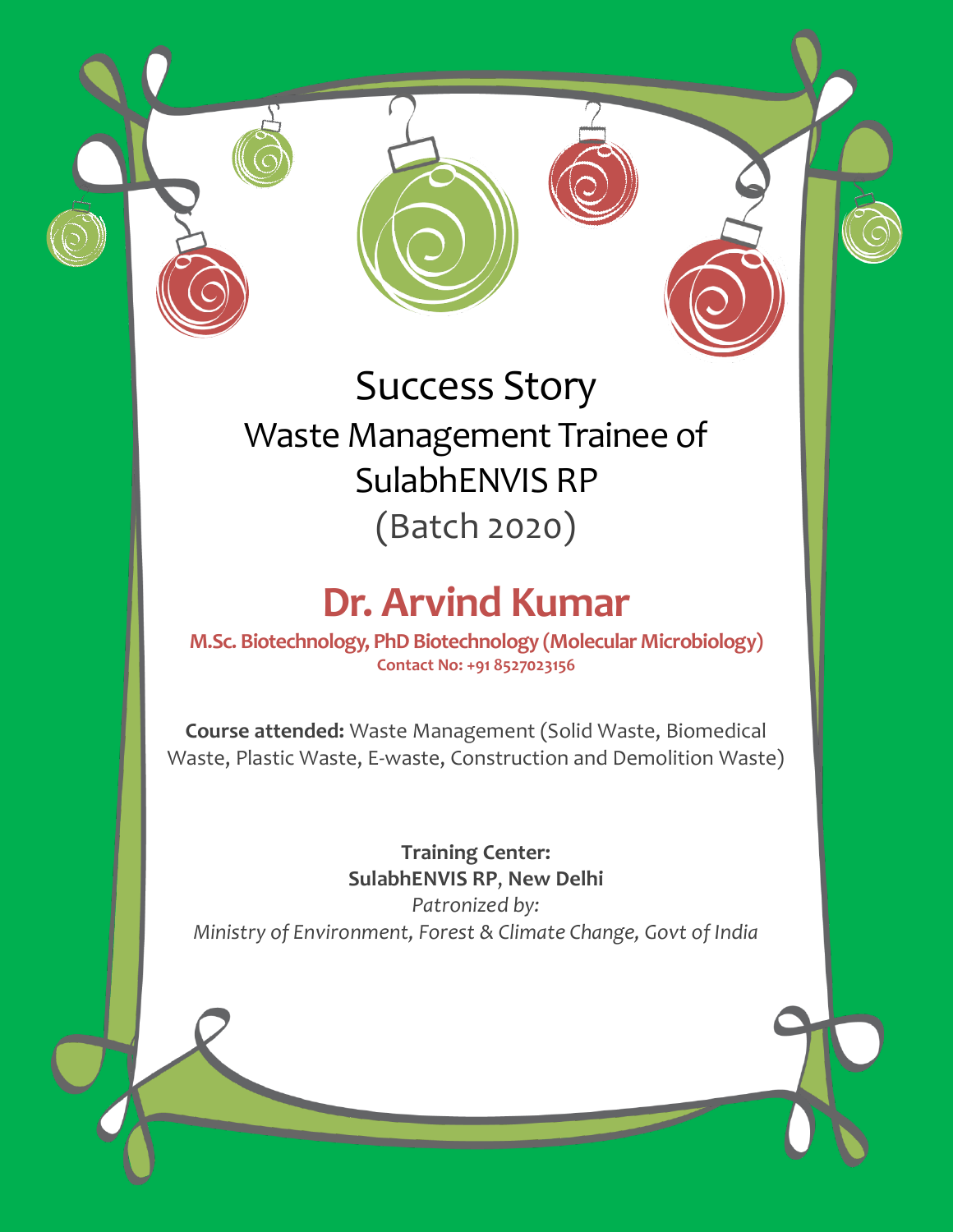# Success Story

## Waste Management Trainee of SulabhENVIS RP

## (Batch 2020)

# Dr. Arvind Kumar

**M.Sc. Biotechnology, PhD Biotechnology (Molecular Microbiology)**

**Contact No: +91 8527023156**

**Course attended:** Waste Management (Solid Waste, Biomedical Waste, Plastic Waste, E-waste, Construction and Demolition Waste)

**Training Center:**
**SulabhENVIS RP, New Delhi**

*Patronized by:*
*Ministry of Environment, Forest & Climate Change, Govt of India*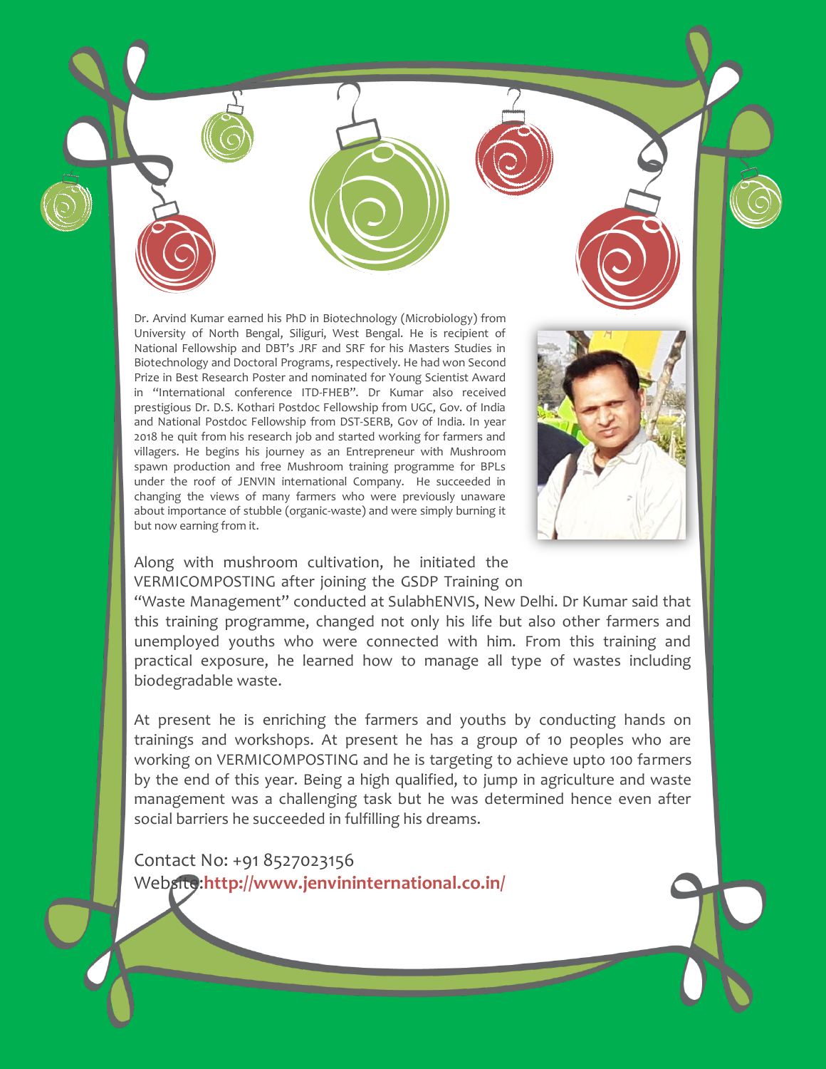Dr. Arvind Kumar earned his PhD in Biotechnology (Microbiology) from University of North Bengal, Siliguri, West Bengal. He is recipient of National Fellowship and DBT's JRF and SRF for his Masters Studies in Biotechnology and Doctoral Programs, respectively. He had won Second Prize in Best Research Poster and nominated for Young Scientist Award in "International conference ITD-FHEB". Dr Kumar also received prestigious Dr. D.S. Kothari Postdoc Fellowship from UGC, Gov. of India and National Postdoc Fellowship from DST-SERB, Gov of India. In year 2018 he quit from his research job and started working for farmers and villagers. He begins his journey as an Entrepreneur with Mushroom spawn production and free Mushroom training programme for BPLs under the roof of JENVIN international Company. He succeeded in changing the views of many farmers who were previously unaware about importance of stubble (organic-waste) and were simply burning it but now earning from it.

Along with mushroom cultivation, he initiated the VERMICOMPOSTING after joining the GSDP Training on "Waste Management" conducted at SulabhENVIS, New Delhi. Dr Kumar said that this training programme, changed not only his life but also other farmers and unemployed youths who were connected with him. From this training and practical exposure, he learned how to manage all type of wastes including biodegradable waste.

At present he is enriching the farmers and youths by conducting hands on trainings and workshops. At present he has a group of 10 peoples who are working on VERMICOMPOSTING and he is targeting to achieve upto 100 farmers by the end of this year. Being a high qualified, to jump in agriculture and waste management was a challenging task but he was determined hence even after social barriers he succeeded in fulfilling his dreams.

Contact No: +91 8527023156

Website:**http://www.jenvininternational.co.in/**